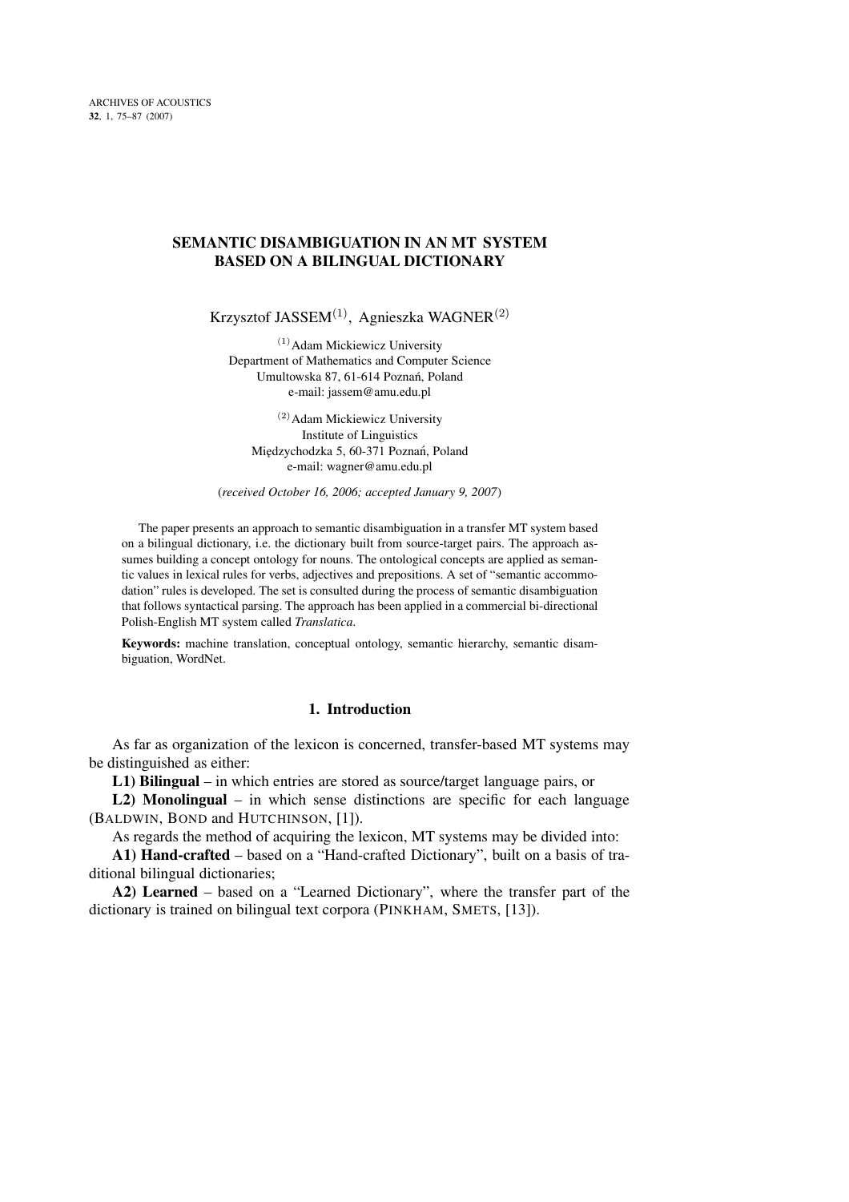# SEMANTIC DISAMBIGUATION IN AN MT SYSTEM BASED ON A BILINGUAL DICTIONARY

Krzysztof JASSEM[(1)], Agnieszka WAGNER[(2)]

[(1)] Adam Mickiewicz University
Department of Mathematics and Computer Science
Umultowska 87, 61-614 Poznań, Poland
e-mail: jassem@amu.edu.pl

[(2)] Adam Mickiewicz University
Institute of Linguistics
Międzychodzka 5, 60-371 Poznań, Poland
e-mail: wagner@amu.edu.pl

(*received October 16, 2006; accepted January 9, 2007*)

The paper presents an approach to semantic disambiguation in a transfer MT system based on a bilingual dictionary, i.e. the dictionary built from source-target pairs. The approach assumes building a concept ontology for nouns. The ontological concepts are applied as semantic values in lexical rules for verbs, adjectives and prepositions. A set of "semantic accommodation" rules is developed. The set is consulted during the process of semantic disambiguation that follows syntactical parsing. The approach has been applied in a commercial bi-directional Polish-English MT system called *Translatica*.

**Keywords:** machine translation, conceptual ontology, semantic hierarchy, semantic disambiguation, WordNet.

## 1. Introduction

As far as organization of the lexicon is concerned, transfer-based MT systems may be distinguished as either:

**L1) Bilingual** – in which entries are stored as source/target language pairs, or

**L2) Monolingual** – in which sense distinctions are specific for each language (BALDWIN, BOND and HUTCHINSON, [1]).

As regards the method of acquiring the lexicon, MT systems may be divided into:

**A1) Hand-crafted** – based on a "Hand-crafted Dictionary", built on a basis of traditional bilingual dictionaries;

**A2) Learned** – based on a "Learned Dictionary", where the transfer part of the dictionary is trained on bilingual text corpora (PINKHAM, SMETS, [13]).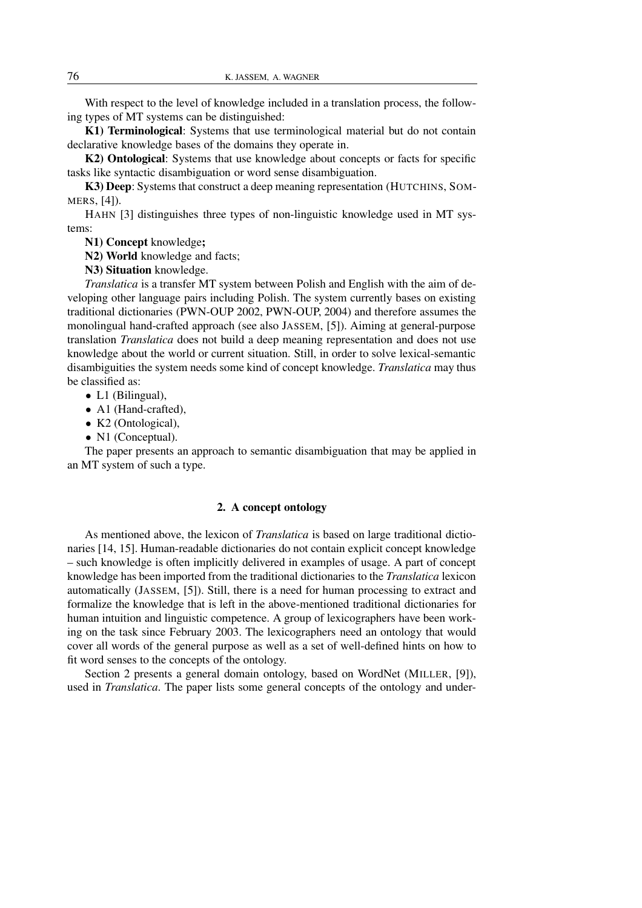With respect to the level of knowledge included in a translation process, the following types of MT systems can be distinguished:

**K1) Terminological**: Systems that use terminological material but do not contain declarative knowledge bases of the domains they operate in.

**K2) Ontological**: Systems that use knowledge about concepts or facts for specific tasks like syntactic disambiguation or word sense disambiguation.

**K3) Deep**: Systems that construct a deep meaning representation (HUTCHINS, SOMMERS, [4]).

HAHN [3] distinguishes three types of non-linguistic knowledge used in MT systems:

**N1) Concept** knowledge**;**

**N2) World** knowledge and facts;

**N3) Situation** knowledge.

*Translatica* is a transfer MT system between Polish and English with the aim of developing other language pairs including Polish. The system currently bases on existing traditional dictionaries (PWN-OUP 2002, PWN-OUP, 2004) and therefore assumes the monolingual hand-crafted approach (see also JASSEM, [5]). Aiming at general-purpose translation *Translatica* does not build a deep meaning representation and does not use knowledge about the world or current situation. Still, in order to solve lexical-semantic disambiguities the system needs some kind of concept knowledge. *Translatica* may thus be classified as:

- L1 (Bilingual),
- A1 (Hand-crafted),
- K2 (Ontological),
- N1 (Conceptual).

The paper presents an approach to semantic disambiguation that may be applied in an MT system of such a type.

## 2. A concept ontology

As mentioned above, the lexicon of *Translatica* is based on large traditional dictionaries [14, 15]. Human-readable dictionaries do not contain explicit concept knowledge – such knowledge is often implicitly delivered in examples of usage. A part of concept knowledge has been imported from the traditional dictionaries to the *Translatica* lexicon automatically (JASSEM, [5]). Still, there is a need for human processing to extract and formalize the knowledge that is left in the above-mentioned traditional dictionaries for human intuition and linguistic competence. A group of lexicographers have been working on the task since February 2003. The lexicographers need an ontology that would cover all words of the general purpose as well as a set of well-defined hints on how to fit word senses to the concepts of the ontology.

Section 2 presents a general domain ontology, based on WordNet (MILLER, [9]), used in *Translatica*. The paper lists some general concepts of the ontology and under-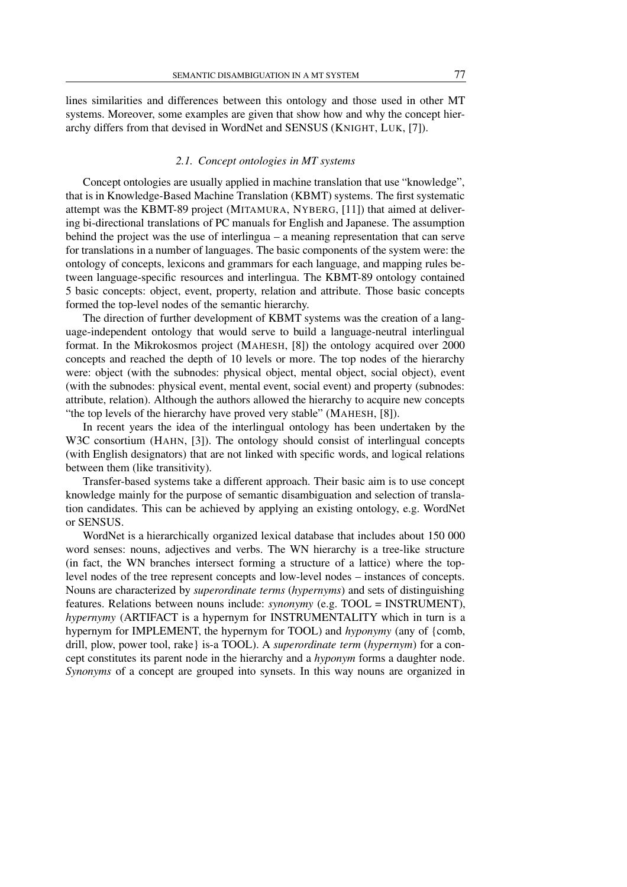lines similarities and differences between this ontology and those used in other MT systems. Moreover, some examples are given that show how and why the concept hierarchy differs from that devised in WordNet and SENSUS (KNIGHT, LUK, [7]).

### 2.1. Concept ontologies in MT systems

Concept ontologies are usually applied in machine translation that use "knowledge", that is in Knowledge-Based Machine Translation (KBMT) systems. The first systematic attempt was the KBMT-89 project (MITAMURA, NYBERG, [11]) that aimed at delivering bi-directional translations of PC manuals for English and Japanese. The assumption behind the project was the use of interlingua – a meaning representation that can serve for translations in a number of languages. The basic components of the system were: the ontology of concepts, lexicons and grammars for each language, and mapping rules between language-specific resources and interlingua. The KBMT-89 ontology contained 5 basic concepts: object, event, property, relation and attribute. Those basic concepts formed the top-level nodes of the semantic hierarchy.

The direction of further development of KBMT systems was the creation of a language-independent ontology that would serve to build a language-neutral interlingual format. In the Mikrokosmos project (MAHESH, [8]) the ontology acquired over 2000 concepts and reached the depth of 10 levels or more. The top nodes of the hierarchy were: object (with the subnodes: physical object, mental object, social object), event (with the subnodes: physical event, mental event, social event) and property (subnodes: attribute, relation). Although the authors allowed the hierarchy to acquire new concepts "the top levels of the hierarchy have proved very stable" (MAHESH, [8]).

In recent years the idea of the interlingual ontology has been undertaken by the W3C consortium (HAHN, [3]). The ontology should consist of interlingual concepts (with English designators) that are not linked with specific words, and logical relations between them (like transitivity).

Transfer-based systems take a different approach. Their basic aim is to use concept knowledge mainly for the purpose of semantic disambiguation and selection of translation candidates. This can be achieved by applying an existing ontology, e.g. WordNet or SENSUS.

WordNet is a hierarchically organized lexical database that includes about 150 000 word senses: nouns, adjectives and verbs. The WN hierarchy is a tree-like structure (in fact, the WN branches intersect forming a structure of a lattice) where the top-level nodes of the tree represent concepts and low-level nodes – instances of concepts. Nouns are characterized by *superordinate terms* (*hypernyms*) and sets of distinguishing features. Relations between nouns include: *synonymy* (e.g. TOOL = INSTRUMENT), *hypernymy* (ARTIFACT is a hypernym for INSTRUMENTALITY which in turn is a hypernym for IMPLEMENT, the hypernym for TOOL) and *hyponymy* (any of {comb, drill, plow, power tool, rake} is-a TOOL). A *superordinate term* (*hypernym*) for a concept constitutes its parent node in the hierarchy and a *hyponym* forms a daughter node. *Synonyms* of a concept are grouped into synsets. In this way nouns are organized in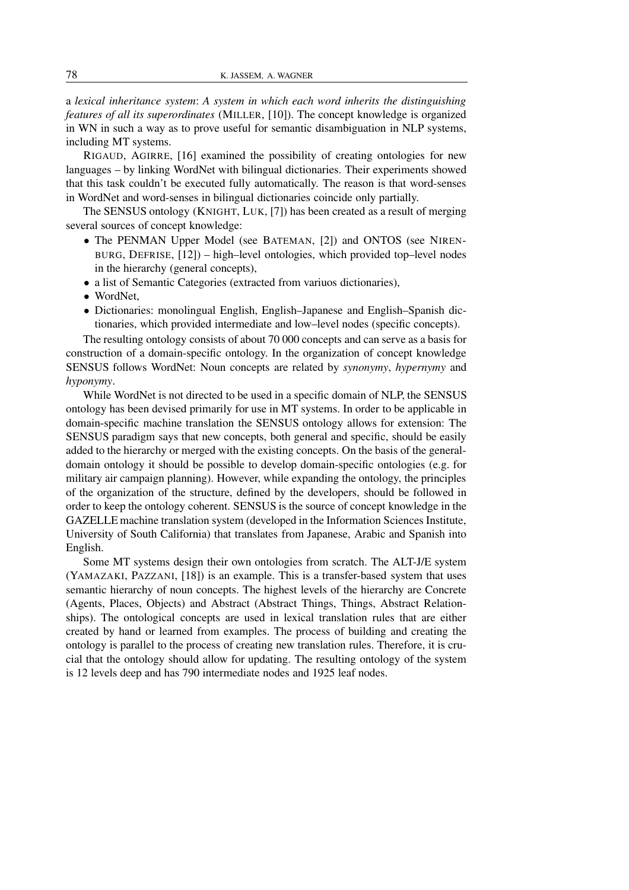a *lexical inheritance system*: *A system in which each word inherits the distinguishing features of all its superordinates* (MILLER, [10]). The concept knowledge is organized in WN in such a way as to prove useful for semantic disambiguation in NLP systems, including MT systems.

RIGAUD, AGIRRE, [16] examined the possibility of creating ontologies for new languages – by linking WordNet with bilingual dictionaries. Their experiments showed that this task couldn't be executed fully automatically. The reason is that word-senses in WordNet and word-senses in bilingual dictionaries coincide only partially.

The SENSUS ontology (KNIGHT, LUK, [7]) has been created as a result of merging several sources of concept knowledge:

- The PENMAN Upper Model (see BATEMAN, [2]) and ONTOS (see NIRENBURG, DEFRISE, [12]) – high–level ontologies, which provided top–level nodes in the hierarchy (general concepts),
- a list of Semantic Categories (extracted from variuos dictionaries),
- WordNet,
- Dictionaries: monolingual English, English–Japanese and English–Spanish dictionaries, which provided intermediate and low–level nodes (specific concepts).

The resulting ontology consists of about 70 000 concepts and can serve as a basis for construction of a domain-specific ontology. In the organization of concept knowledge SENSUS follows WordNet: Noun concepts are related by *synonymy*, *hypernymy* and *hyponymy*.

While WordNet is not directed to be used in a specific domain of NLP, the SENSUS ontology has been devised primarily for use in MT systems. In order to be applicable in domain-specific machine translation the SENSUS ontology allows for extension: The SENSUS paradigm says that new concepts, both general and specific, should be easily added to the hierarchy or merged with the existing concepts. On the basis of the general-domain ontology it should be possible to develop domain-specific ontologies (e.g. for military air campaign planning). However, while expanding the ontology, the principles of the organization of the structure, defined by the developers, should be followed in order to keep the ontology coherent. SENSUS is the source of concept knowledge in the GAZELLE machine translation system (developed in the Information Sciences Institute, University of South California) that translates from Japanese, Arabic and Spanish into English.

Some MT systems design their own ontologies from scratch. The ALT-J/E system (YAMAZAKI, PAZZANI, [18]) is an example. This is a transfer-based system that uses semantic hierarchy of noun concepts. The highest levels of the hierarchy are Concrete (Agents, Places, Objects) and Abstract (Abstract Things, Things, Abstract Relationships). The ontological concepts are used in lexical translation rules that are either created by hand or learned from examples. The process of building and creating the ontology is parallel to the process of creating new translation rules. Therefore, it is crucial that the ontology should allow for updating. The resulting ontology of the system is 12 levels deep and has 790 intermediate nodes and 1925 leaf nodes.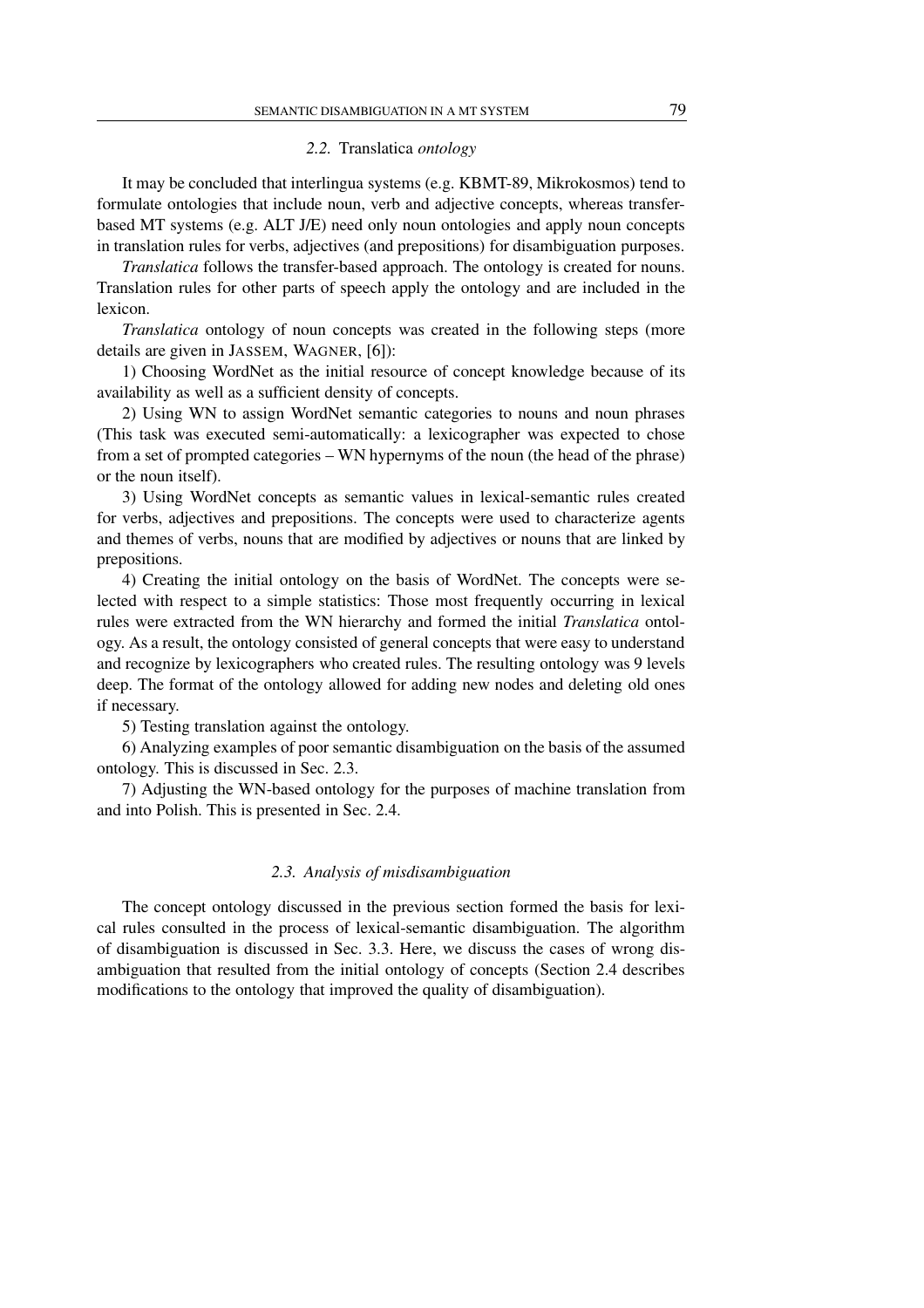### 2.2. *Translatica ontology*

It may be concluded that interlingua systems (e.g. KBMT-89, Mikrokosmos) tend to formulate ontologies that include noun, verb and adjective concepts, whereas transfer-based MT systems (e.g. ALT J/E) need only noun ontologies and apply noun concepts in translation rules for verbs, adjectives (and prepositions) for disambiguation purposes.

*Translatica* follows the transfer-based approach. The ontology is created for nouns. Translation rules for other parts of speech apply the ontology and are included in the lexicon.

*Translatica* ontology of noun concepts was created in the following steps (more details are given in JASSEM, WAGNER, [6]):

1) Choosing WordNet as the initial resource of concept knowledge because of its availability as well as a sufficient density of concepts.

2) Using WN to assign WordNet semantic categories to nouns and noun phrases (This task was executed semi-automatically: a lexicographer was expected to chose from a set of prompted categories – WN hypernyms of the noun (the head of the phrase) or the noun itself).

3) Using WordNet concepts as semantic values in lexical-semantic rules created for verbs, adjectives and prepositions. The concepts were used to characterize agents and themes of verbs, nouns that are modified by adjectives or nouns that are linked by prepositions.

4) Creating the initial ontology on the basis of WordNet. The concepts were selected with respect to a simple statistics: Those most frequently occurring in lexical rules were extracted from the WN hierarchy and formed the initial *Translatica* ontology. As a result, the ontology consisted of general concepts that were easy to understand and recognize by lexicographers who created rules. The resulting ontology was 9 levels deep. The format of the ontology allowed for adding new nodes and deleting old ones if necessary.

5) Testing translation against the ontology.

6) Analyzing examples of poor semantic disambiguation on the basis of the assumed ontology. This is discussed in Sec. 2.3.

7) Adjusting the WN-based ontology for the purposes of machine translation from and into Polish. This is presented in Sec. 2.4.

### *2.3. Analysis of misdisambiguation*

The concept ontology discussed in the previous section formed the basis for lexical rules consulted in the process of lexical-semantic disambiguation. The algorithm of disambiguation is discussed in Sec. 3.3. Here, we discuss the cases of wrong disambiguation that resulted from the initial ontology of concepts (Section 2.4 describes modifications to the ontology that improved the quality of disambiguation).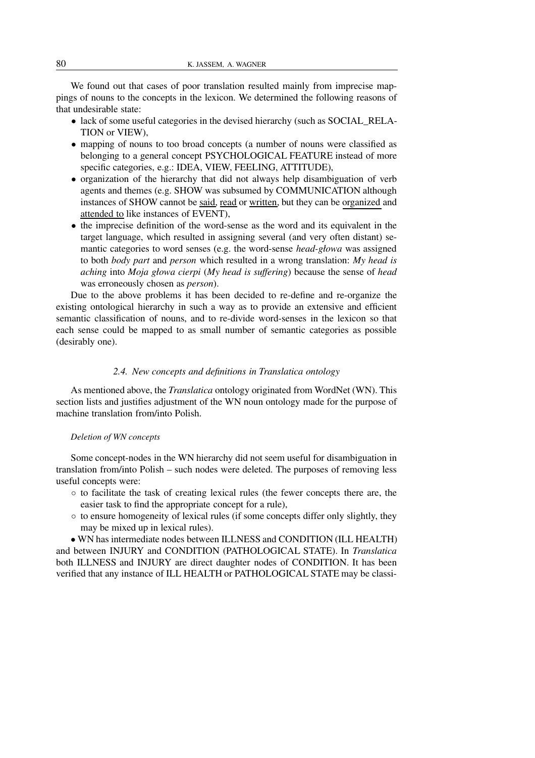We found out that cases of poor translation resulted mainly from imprecise mappings of nouns to the concepts in the lexicon. We determined the following reasons of that undesirable state:

- lack of some useful categories in the devised hierarchy (such as SOCIAL_RELATION or VIEW),
- mapping of nouns to too broad concepts (a number of nouns were classified as belonging to a general concept PSYCHOLOGICAL FEATURE instead of more specific categories, e.g.: IDEA, VIEW, FEELING, ATTITUDE),
- organization of the hierarchy that did not always help disambiguation of verb agents and themes (e.g. SHOW was subsumed by COMMUNICATION although instances of SHOW cannot be <u>said</u>, <u>read</u> or <u>written</u>, but they can be <u>organized</u> and <u>attended to</u> like instances of EVENT),
- the imprecise definition of the word-sense as the word and its equivalent in the target language, which resulted in assigning several (and very often distant) semantic categories to word senses (e.g. the word-sense *head-głowa* was assigned to both *body part* and *person* which resulted in a wrong translation: *My head is aching* into *Moja głowa cierpi* (*My head is suffering*) because the sense of *head* was erroneously chosen as *person*).

Due to the above problems it has been decided to re-define and re-organize the existing ontological hierarchy in such a way as to provide an extensive and efficient semantic classification of nouns, and to re-divide word-senses in the lexicon so that each sense could be mapped to as small number of semantic categories as possible (desirably one).

### 2.4. New concepts and definitions in Translatica ontology

As mentioned above, the *Translatica* ontology originated from WordNet (WN). This section lists and justifies adjustment of the WN noun ontology made for the purpose of machine translation from/into Polish.

#### *Deletion of WN concepts*

Some concept-nodes in the WN hierarchy did not seem useful for disambiguation in translation from/into Polish – such nodes were deleted. The purposes of removing less useful concepts were:

- ○ to facilitate the task of creating lexical rules (the fewer concepts there are, the easier task to find the appropriate concept for a rule),
- ○ to ensure homogeneity of lexical rules (if some concepts differ only slightly, they may be mixed up in lexical rules).

• WN has intermediate nodes between ILLNESS and CONDITION (ILL HEALTH) and between INJURY and CONDITION (PATHOLOGICAL STATE). In *Translatica* both ILLNESS and INJURY are direct daughter nodes of CONDITION. It has been verified that any instance of ILL HEALTH or PATHOLOGICAL STATE may be classi-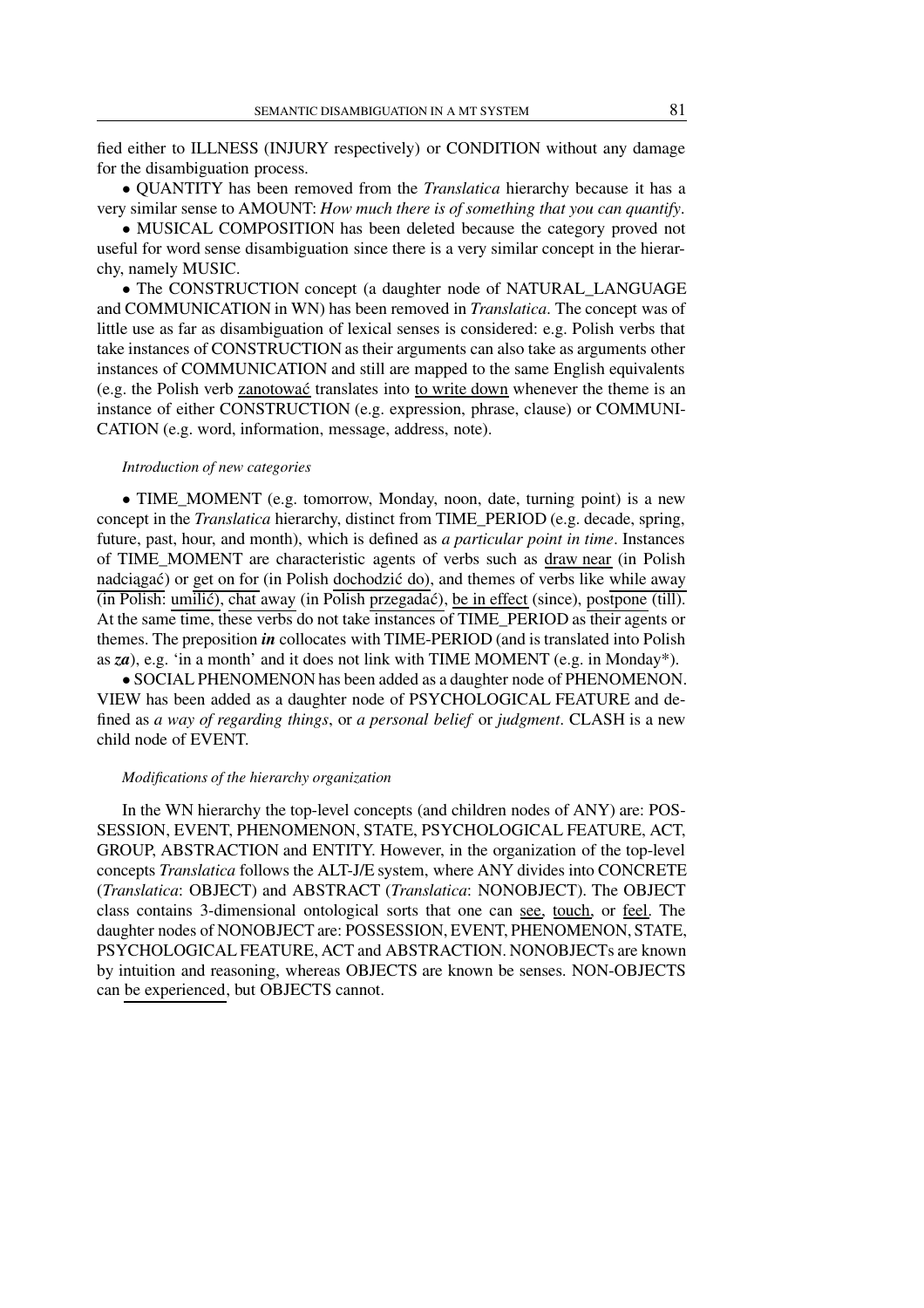fied either to ILLNESS (INJURY respectively) or CONDITION without any damage for the disambiguation process.

• QUANTITY has been removed from the *Translatica* hierarchy because it has a very similar sense to AMOUNT: *How much there is of something that you can quantify*.

• MUSICAL COMPOSITION has been deleted because the category proved not useful for word sense disambiguation since there is a very similar concept in the hierarchy, namely MUSIC.

• The CONSTRUCTION concept (a daughter node of NATURAL_LANGUAGE and COMMUNICATION in WN) has been removed in *Translatica*. The concept was of little use as far as disambiguation of lexical senses is considered: e.g. Polish verbs that take instances of CONSTRUCTION as their arguments can also take as arguments other instances of COMMUNICATION and still are mapped to the same English equivalents (e.g. the Polish verb <u>zanotować</u> translates into <u>to write down</u> whenever the theme is an instance of either CONSTRUCTION (e.g. expression, phrase, clause) or COMMUNICATION (e.g. word, information, message, address, note).

*Introduction of new categories*

• TIME_MOMENT (e.g. tomorrow, Monday, noon, date, turning point) is a new concept in the *Translatica* hierarchy, distinct from TIME_PERIOD (e.g. decade, spring, future, past, hour, and month), which is defined as *a particular point in time*. Instances of TIME_MOMENT are characteristic agents of verbs such as <u>draw near</u> (in Polish <u>nadciągać</u>) or <u>get on for</u> (in Polish <u>dochodzić do</u>), and themes of verbs like <u>while away</u> (in Polish: <u>umilić</u>), <u>chat</u> away (in Polish <u>przegadać</u>), <u>be in effect</u> (since), <u>postpone</u> (till). At the same time, these verbs do not take instances of TIME_PERIOD as their agents or themes. The preposition ***in*** collocates with TIME-PERIOD (and is translated into Polish as ***za***), e.g. 'in a month' and it does not link with TIME MOMENT (e.g. in Monday*).

• SOCIAL PHENOMENON has been added as a daughter node of PHENOMENON. VIEW has been added as a daughter node of PSYCHOLOGICAL FEATURE and defined as *a way of regarding things*, or *a personal belief* or *judgment*. CLASH is a new child node of EVENT.

*Modifications of the hierarchy organization*

In the WN hierarchy the top-level concepts (and children nodes of ANY) are: POSSESSION, EVENT, PHENOMENON, STATE, PSYCHOLOGICAL FEATURE, ACT, GROUP, ABSTRACTION and ENTITY. However, in the organization of the top-level concepts *Translatica* follows the ALT-J/E system, where ANY divides into CONCRETE (*Translatica*: OBJECT) and ABSTRACT (*Translatica*: NONOBJECT). The OBJECT class contains 3-dimensional ontological sorts that one can <u>see</u>, <u>touch</u>, or <u>feel</u>. The daughter nodes of NONOBJECT are: POSSESSION, EVENT, PHENOMENON, STATE, PSYCHOLOGICAL FEATURE, ACT and ABSTRACTION. NONOBJECTs are known by intuition and reasoning, whereas OBJECTS are known be senses. NON-OBJECTS can <u>be experienced</u>, but OBJECTS cannot.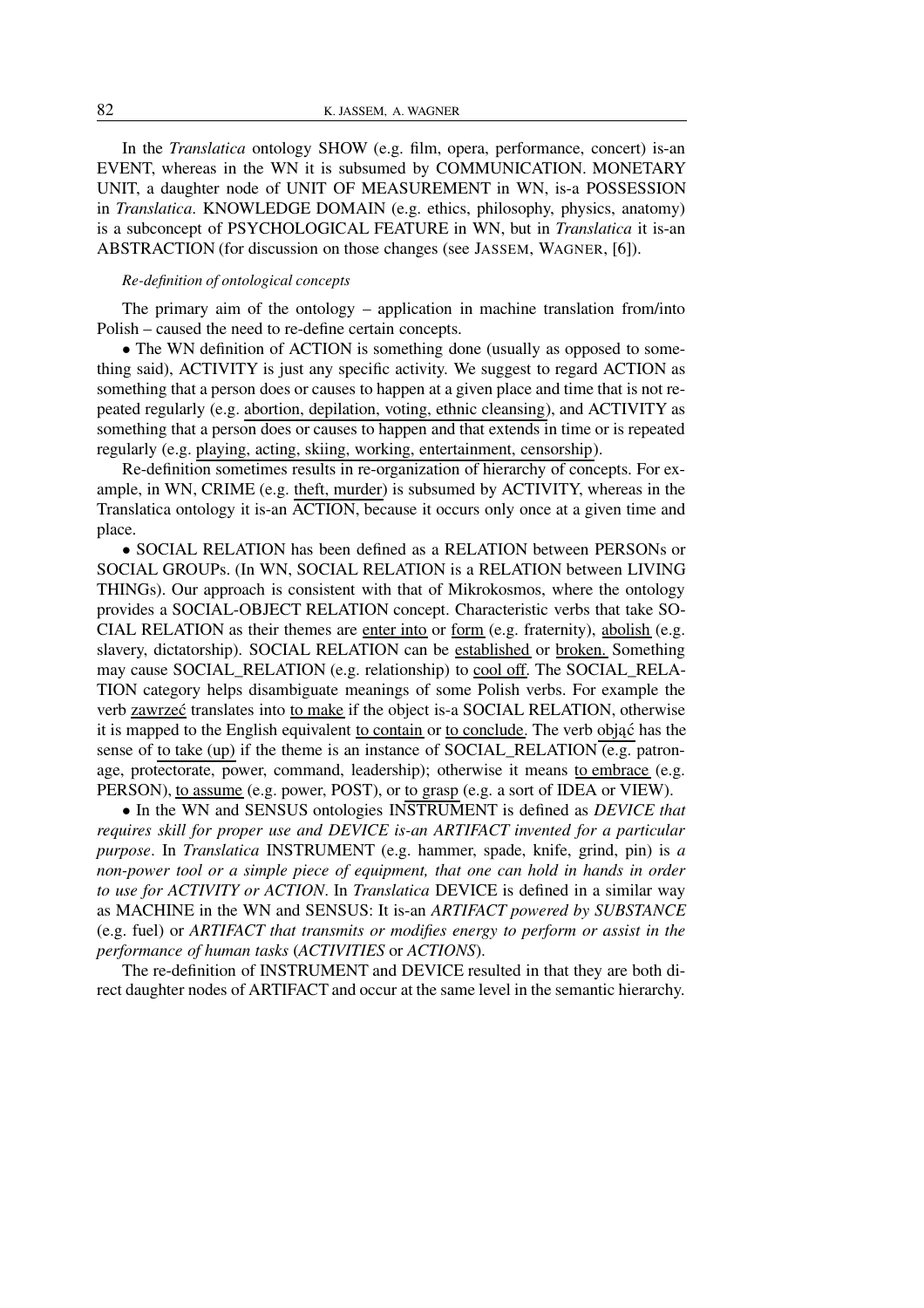In the *Translatica* ontology SHOW (e.g. film, opera, performance, concert) is-an EVENT, whereas in the WN it is subsumed by COMMUNICATION. MONETARY UNIT, a daughter node of UNIT OF MEASUREMENT in WN, is-a POSSESSION in *Translatica*. KNOWLEDGE DOMAIN (e.g. ethics, philosophy, physics, anatomy) is a subconcept of PSYCHOLOGICAL FEATURE in WN, but in *Translatica* it is-an ABSTRACTION (for discussion on those changes (see JASSEM, WAGNER, [6]).

*Re-definition of ontological concepts*

The primary aim of the ontology – application in machine translation from/into Polish – caused the need to re-define certain concepts.

• The WN definition of ACTION is something done (usually as opposed to something said), ACTIVITY is just any specific activity. We suggest to regard ACTION as something that a person does or causes to happen at a given place and time that is not repeated regularly (e.g. abortion, depilation, voting, ethnic cleansing), and ACTIVITY as something that a person does or causes to happen and that extends in time or is repeated regularly (e.g. playing, acting, skiing, working, entertainment, censorship).

Re-definition sometimes results in re-organization of hierarchy of concepts. For example, in WN, CRIME (e.g. theft, murder) is subsumed by ACTIVITY, whereas in the Translatica ontology it is-an ACTION, because it occurs only once at a given time and place.

• SOCIAL RELATION has been defined as a RELATION between PERSONs or SOCIAL GROUPs. (In WN, SOCIAL RELATION is a RELATION between LIVING THINGs). Our approach is consistent with that of Mikrokosmos, where the ontology provides a SOCIAL-OBJECT RELATION concept. Characteristic verbs that take SOCIAL RELATION as their themes are enter into or form (e.g. fraternity), abolish (e.g. slavery, dictatorship). SOCIAL RELATION can be established or broken. Something may cause SOCIAL_RELATION (e.g. relationship) to cool off. The SOCIAL_RELATION category helps disambiguate meanings of some Polish verbs. For example the verb zawrzeć translates into to make if the object is-a SOCIAL RELATION, otherwise it is mapped to the English equivalent to contain or to conclude. The verb objąć has the sense of to take (up) if the theme is an instance of SOCIAL_RELATION (e.g. patronage, protectorate, power, command, leadership); otherwise it means to embrace (e.g. PERSON), to assume (e.g. power, POST), or to grasp (e.g. a sort of IDEA or VIEW).

• In the WN and SENSUS ontologies INSTRUMENT is defined as *DEVICE that requires skill for proper use and DEVICE is-an ARTIFACT invented for a particular purpose*. In *Translatica* INSTRUMENT (e.g. hammer, spade, knife, grind, pin) is *a non-power tool or a simple piece of equipment, that one can hold in hands in order to use for ACTIVITY or ACTION*. In *Translatica* DEVICE is defined in a similar way as MACHINE in the WN and SENSUS: It is-an *ARTIFACT powered by SUBSTANCE* (e.g. fuel) or *ARTIFACT that transmits or modifies energy to perform or assist in the performance of human tasks* (*ACTIVITIES* or *ACTIONS*).

The re-definition of INSTRUMENT and DEVICE resulted in that they are both direct daughter nodes of ARTIFACT and occur at the same level in the semantic hierarchy.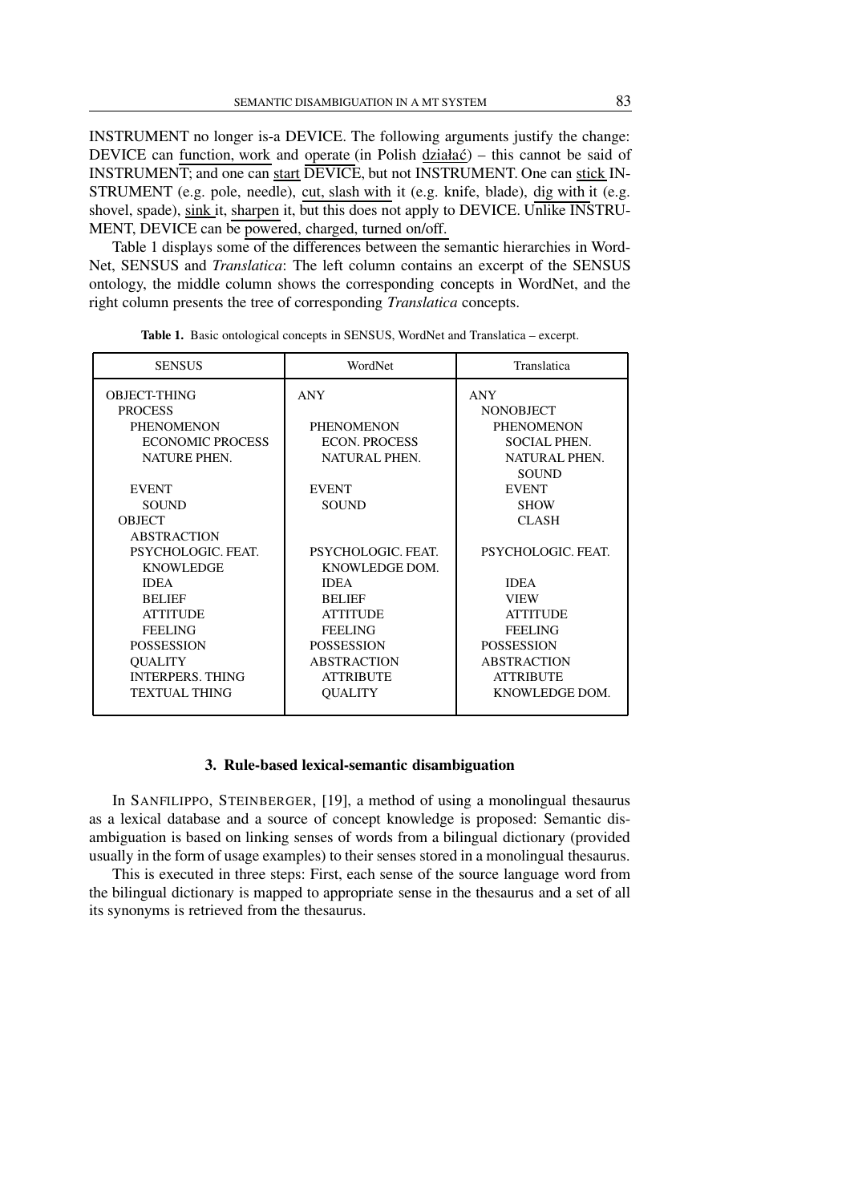INSTRUMENT no longer is-a DEVICE. The following arguments justify the change: DEVICE can function, work and operate (in Polish działać) – this cannot be said of INSTRUMENT; and one can start DEVICE, but not INSTRUMENT. One can stick INSTRUMENT (e.g. pole, needle), cut, slash with it (e.g. knife, blade), dig with it (e.g. shovel, spade), sink it, sharpen it, but this does not apply to DEVICE. Unlike INSTRUMENT, DEVICE can be powered, charged, turned on/off.

Table 1 displays some of the differences between the semantic hierarchies in WordNet, SENSUS and *Translatica*: The left column contains an excerpt of the SENSUS ontology, the middle column shows the corresponding concepts in WordNet, and the right column presents the tree of corresponding *Translatica* concepts.

**Table 1.** Basic ontological concepts in SENSUS, WordNet and Translatica – excerpt.

| SENSUS | WordNet | Translatica |
|---|---|---|
| OBJECT-THING | ANY | ANY |
| PROCESS | | NONOBJECT |
| PHENOMENON | PHENOMENON | PHENOMENON |
| ECONOMIC PROCESS | ECON. PROCESS | SOCIAL PHEN. |
| NATURE PHEN. | NATURAL PHEN. | NATURAL PHEN. |
| | | SOUND |
| EVENT | EVENT | EVENT |
| SOUND | SOUND | SHOW |
| OBJECT | | CLASH |
| ABSTRACTION | | |
| PSYCHOLOGIC. FEAT. | PSYCHOLOGIC. FEAT. | PSYCHOLOGIC. FEAT. |
| KNOWLEDGE | KNOWLEDGE DOM. | |
| IDEA | IDEA | IDEA |
| BELIEF | BELIEF | VIEW |
| ATTITUDE | ATTITUDE | ATTITUDE |
| FEELING | FEELING | FEELING |
| POSSESSION | POSSESSION | POSSESSION |
| QUALITY | ABSTRACTION | ABSTRACTION |
| INTERPERS. THING | ATTRIBUTE | ATTRIBUTE |
| TEXTUAL THING | QUALITY | KNOWLEDGE DOM. |

### 3. Rule-based lexical-semantic disambiguation

In SANFILIPPO, STEINBERGER, [19], a method of using a monolingual thesaurus as a lexical database and a source of concept knowledge is proposed: Semantic disambiguation is based on linking senses of words from a bilingual dictionary (provided usually in the form of usage examples) to their senses stored in a monolingual thesaurus.

This is executed in three steps: First, each sense of the source language word from the bilingual dictionary is mapped to appropriate sense in the thesaurus and a set of all its synonyms is retrieved from the thesaurus.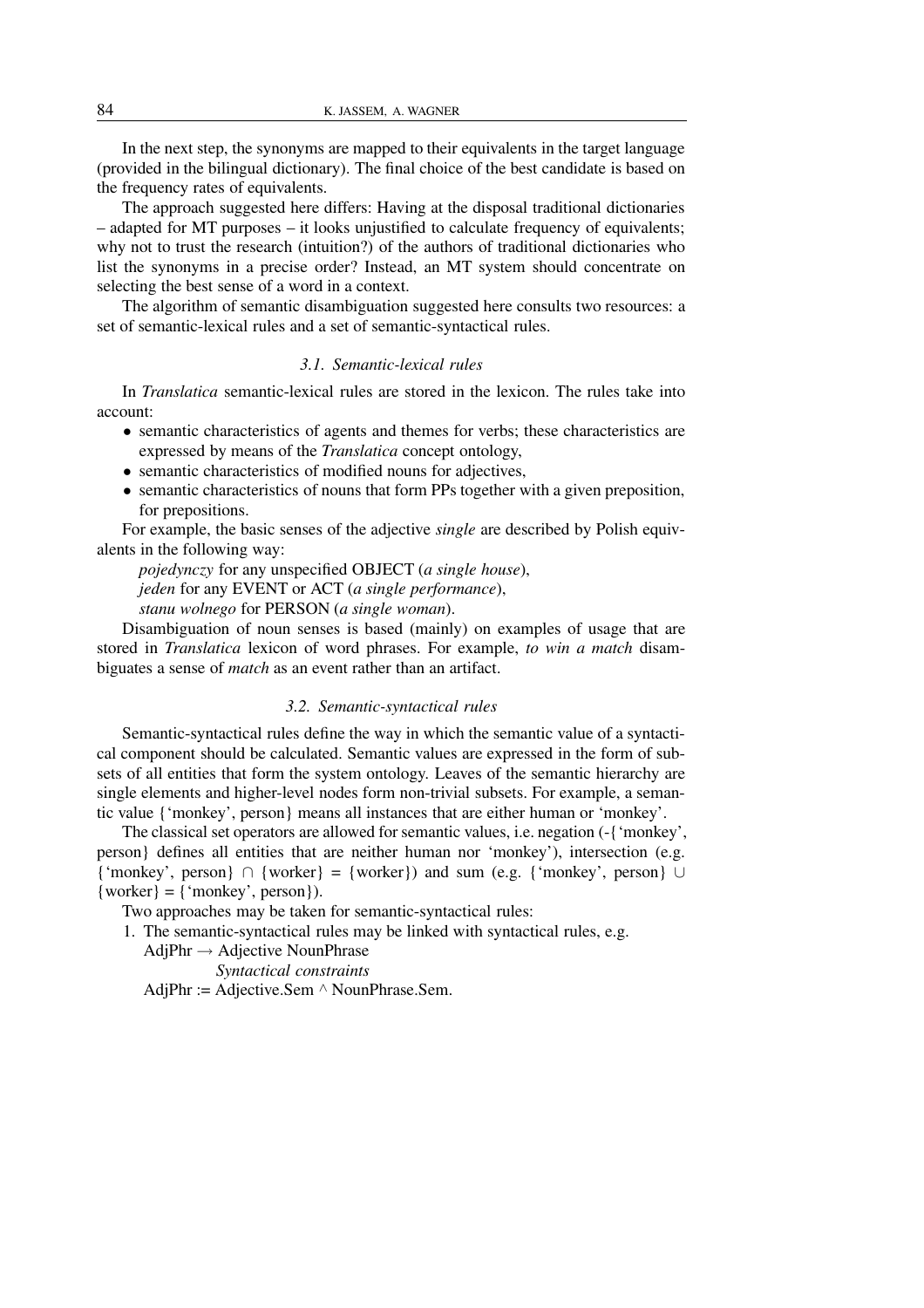In the next step, the synonyms are mapped to their equivalents in the target language (provided in the bilingual dictionary). The final choice of the best candidate is based on the frequency rates of equivalents.

The approach suggested here differs: Having at the disposal traditional dictionaries – adapted for MT purposes – it looks unjustified to calculate frequency of equivalents; why not to trust the research (intuition?) of the authors of traditional dictionaries who list the synonyms in a precise order? Instead, an MT system should concentrate on selecting the best sense of a word in a context.

The algorithm of semantic disambiguation suggested here consults two resources: a set of semantic-lexical rules and a set of semantic-syntactical rules.

### *3.1. Semantic-lexical rules*

In *Translatica* semantic-lexical rules are stored in the lexicon. The rules take into account:

- semantic characteristics of agents and themes for verbs; these characteristics are expressed by means of the *Translatica* concept ontology,
- semantic characteristics of modified nouns for adjectives,
- semantic characteristics of nouns that form PPs together with a given preposition, for prepositions.

For example, the basic senses of the adjective *single* are described by Polish equivalents in the following way:

*pojedynczy* for any unspecified OBJECT (*a single house*),
*jeden* for any EVENT or ACT (*a single performance*),
*stanu wolnego* for PERSON (*a single woman*).

Disambiguation of noun senses is based (mainly) on examples of usage that are stored in *Translatica* lexicon of word phrases. For example, *to win a match* disambiguates a sense of *match* as an event rather than an artifact.

### *3.2. Semantic-syntactical rules*

Semantic-syntactical rules define the way in which the semantic value of a syntactical component should be calculated. Semantic values are expressed in the form of subsets of all entities that form the system ontology. Leaves of the semantic hierarchy are single elements and higher-level nodes form non-trivial subsets. For example, a semantic value {'monkey', person} means all instances that are either human or 'monkey'.

The classical set operators are allowed for semantic values, i.e. negation (-{'monkey', person} defines all entities that are neither human nor 'monkey'), intersection (e.g. {'monkey', person} $\cap$ {worker} = {worker}) and sum (e.g. {'monkey', person} $\cup$ {worker} = {'monkey', person}).

Two approaches may be taken for semantic-syntactical rules:

1. The semantic-syntactical rules may be linked with syntactical rules, e.g.
   AdjPhr → Adjective NounPhrase
   *Syntactical constraints*
   AdjPhr := Adjective.Sem ^ NounPhrase.Sem.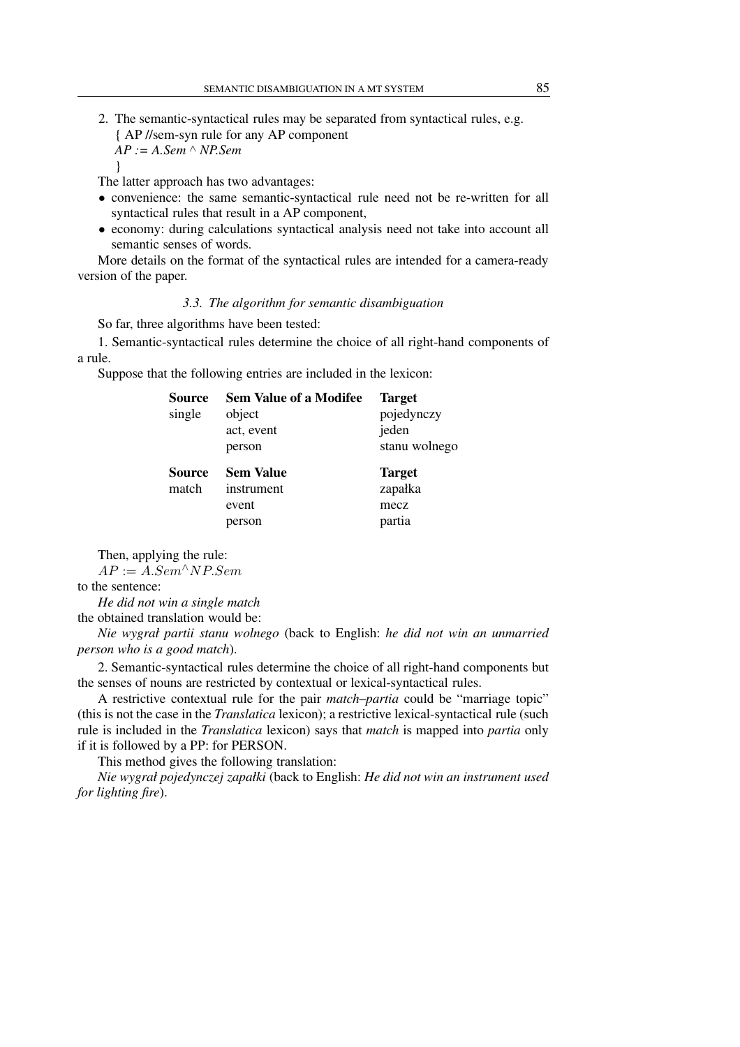2. The semantic-syntactical rules may be separated from syntactical rules, e.g.
{ AP //sem-syn rule for any AP component
*AP := A.Sem ^ NP.Sem*
}

The latter approach has two advantages:

- convenience: the same semantic-syntactical rule need not be re-written for all syntactical rules that result in a AP component,
- economy: during calculations syntactical analysis need not take into account all semantic senses of words.

More details on the format of the syntactical rules are intended for a camera-ready version of the paper.

### *3.3. The algorithm for semantic disambiguation*

So far, three algorithms have been tested:

1. Semantic-syntactical rules determine the choice of all right-hand components of a rule.

Suppose that the following entries are included in the lexicon:

| **Source** | **Sem Value of a Modifee** | **Target** |
|---|---|---|
| single | object | pojedynczy |
| | act, event | jeden |
| | person | stanu wolnego |

| **Source** | **Sem Value** | **Target** |
|---|---|---|
| match | instrument | zapałka |
| | event | mecz |
| | person | partia |

Then, applying the rule:
$AP := A.Sem \hat{} NP.Sem$
to the sentence:
*He did not win a single match*
the obtained translation would be:
*Nie wygrał partii stanu wolnego* (back to English: *he did not win an unmarried person who is a good match*).

2. Semantic-syntactical rules determine the choice of all right-hand components but the senses of nouns are restricted by contextual or lexical-syntactical rules.

A restrictive contextual rule for the pair *match–partia* could be "marriage topic" (this is not the case in the *Translatica* lexicon); a restrictive lexical-syntactical rule (such rule is included in the *Translatica* lexicon) says that *match* is mapped into *partia* only if it is followed by a PP: for PERSON.

This method gives the following translation:
*Nie wygrał pojedynczej zapałki* (back to English: *He did not win an instrument used for lighting fire*).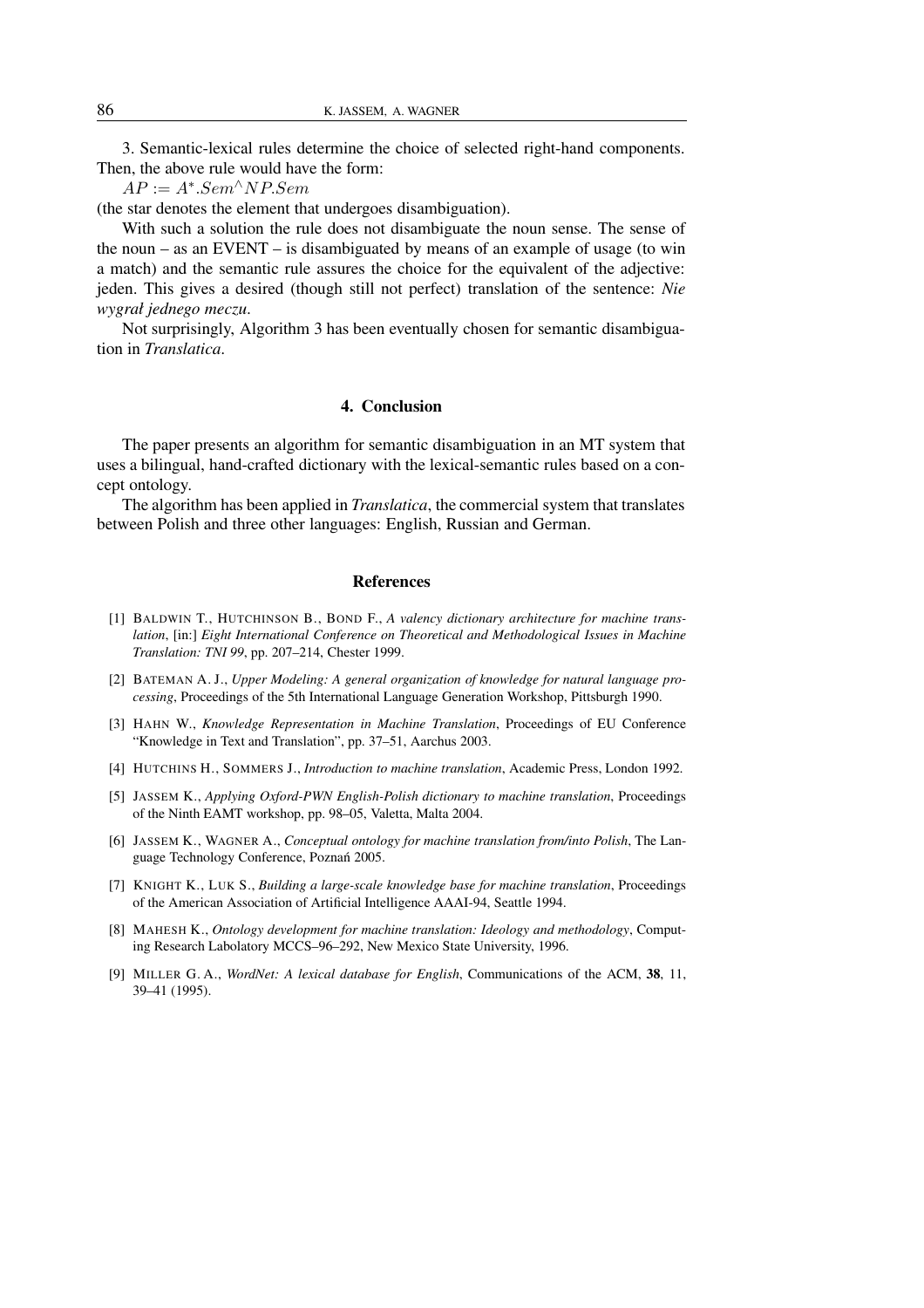3. Semantic-lexical rules determine the choice of selected right-hand components. Then, the above rule would have the form:

$AP := A^{*}.Sem^{\wedge}NP.Sem$

(the star denotes the element that undergoes disambiguation).

With such a solution the rule does not disambiguate the noun sense. The sense of the noun – as an EVENT – is disambiguated by means of an example of usage (to win a match) and the semantic rule assures the choice for the equivalent of the adjective: jeden. This gives a desired (though still not perfect) translation of the sentence: *Nie wygrał jednego meczu*.

Not surprisingly, Algorithm 3 has been eventually chosen for semantic disambiguation in *Translatica*.

## 4. Conclusion

The paper presents an algorithm for semantic disambiguation in an MT system that uses a bilingual, hand-crafted dictionary with the lexical-semantic rules based on a concept ontology.

The algorithm has been applied in *Translatica*, the commercial system that translates between Polish and three other languages: English, Russian and German.

## References

[1] BALDWIN T., HUTCHINSON B., BOND F., *A valency dictionary architecture for machine translation*, [in:] *Eight International Conference on Theoretical and Methodological Issues in Machine Translation: TNI 99*, pp. 207–214, Chester 1999.

[2] BATEMAN A. J., *Upper Modeling: A general organization of knowledge for natural language processing*, Proceedings of the 5th International Language Generation Workshop, Pittsburgh 1990.

[3] HAHN W., *Knowledge Representation in Machine Translation*, Proceedings of EU Conference "Knowledge in Text and Translation", pp. 37–51, Aarchus 2003.

[4] HUTCHINS H., SOMMERS J., *Introduction to machine translation*, Academic Press, London 1992.

[5] JASSEM K., *Applying Oxford-PWN English-Polish dictionary to machine translation*, Proceedings of the Ninth EAMT workshop, pp. 98–05, Valetta, Malta 2004.

[6] JASSEM K., WAGNER A., *Conceptual ontology for machine translation from/into Polish*, The Language Technology Conference, Poznań 2005.

[7] KNIGHT K., LUK S., *Building a large-scale knowledge base for machine translation*, Proceedings of the American Association of Artificial Intelligence AAAI-94, Seattle 1994.

[8] MAHESH K., *Ontology development for machine translation: Ideology and methodology*, Computing Research Labolatory MCCS–96–292, New Mexico State University, 1996.

[9] MILLER G. A., *WordNet: A lexical database for English*, Communications of the ACM, **38**, 11, 39–41 (1995).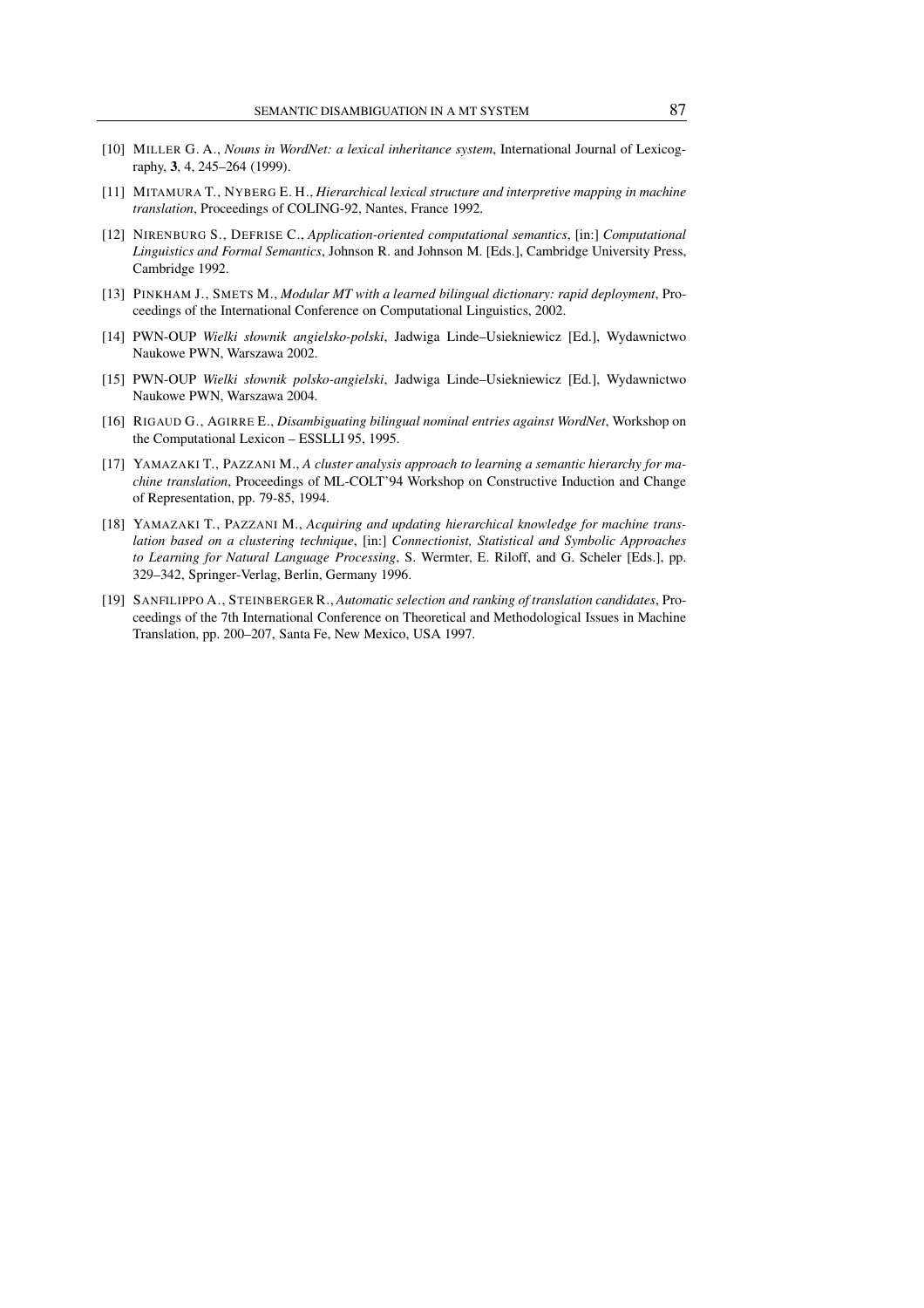[10] MILLER G. A., *Nouns in WordNet: a lexical inheritance system*, International Journal of Lexicography, **3**, 4, 245–264 (1999).

[11] MITAMURA T., NYBERG E. H., *Hierarchical lexical structure and interpretive mapping in machine translation*, Proceedings of COLING-92, Nantes, France 1992.

[12] NIRENBURG S., DEFRISE C., *Application-oriented computational semantics*, [in:] *Computational Linguistics and Formal Semantics*, Johnson R. and Johnson M. [Eds.], Cambridge University Press, Cambridge 1992.

[13] PINKHAM J., SMETS M., *Modular MT with a learned bilingual dictionary: rapid deployment*, Proceedings of the International Conference on Computational Linguistics, 2002.

[14] PWN-OUP *Wielki słownik angielsko-polski*, Jadwiga Linde–Usiekniewicz [Ed.], Wydawnictwo Naukowe PWN, Warszawa 2002.

[15] PWN-OUP *Wielki słownik polsko-angielski*, Jadwiga Linde–Usiekniewicz [Ed.], Wydawnictwo Naukowe PWN, Warszawa 2004.

[16] RIGAUD G., AGIRRE E., *Disambiguating bilingual nominal entries against WordNet*, Workshop on the Computational Lexicon – ESSLLI 95, 1995.

[17] YAMAZAKI T., PAZZANI M., *A cluster analysis approach to learning a semantic hierarchy for machine translation*, Proceedings of ML-COLT'94 Workshop on Constructive Induction and Change of Representation, pp. 79-85, 1994.

[18] YAMAZAKI T., PAZZANI M., *Acquiring and updating hierarchical knowledge for machine translation based on a clustering technique*, [in:] *Connectionist, Statistical and Symbolic Approaches to Learning for Natural Language Processing*, S. Wermter, E. Riloff, and G. Scheler [Eds.], pp. 329–342, Springer-Verlag, Berlin, Germany 1996.

[19] SANFILIPPO A., STEINBERGER R., *Automatic selection and ranking of translation candidates*, Proceedings of the 7th International Conference on Theoretical and Methodological Issues in Machine Translation, pp. 200–207, Santa Fe, New Mexico, USA 1997.